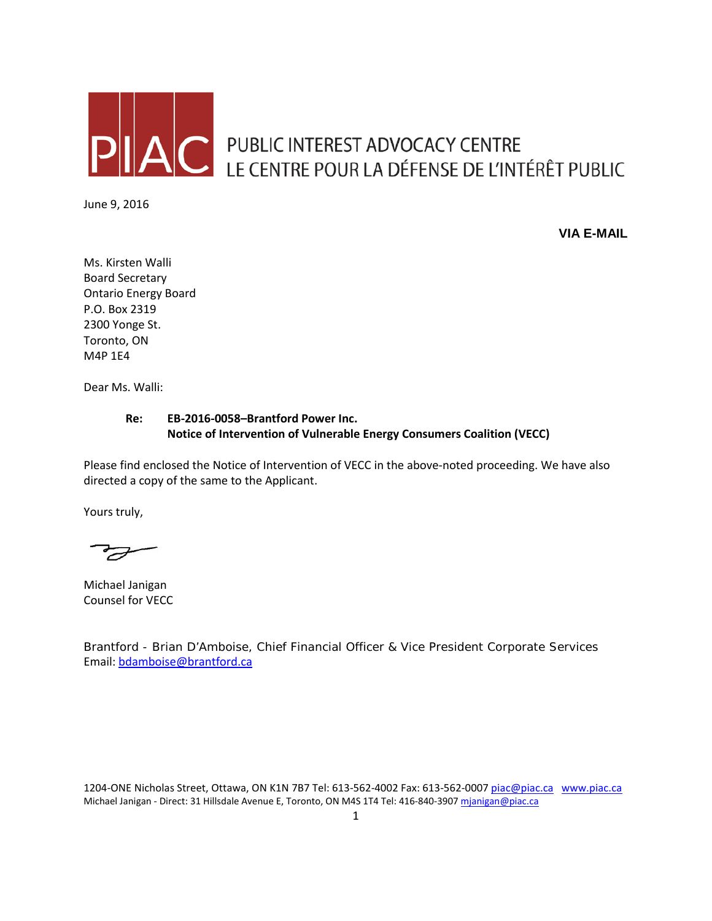# PIAC PUBLIC INTEREST ADVOCACY CENTRE
## LE CENTRE POUR LA DÉFENSE DE L'INTÉRÊT PUBLIC

June 9, 2016

**VIA E-MAIL**

Ms. Kirsten Walli
Board Secretary
Ontario Energy Board
P.O. Box 2319
2300 Yonge St.
Toronto, ON
M4P 1E4

Dear Ms. Walli:

**Re: EB-2016-0058–Brantford Power Inc.**
**Notice of Intervention of Vulnerable Energy Consumers Coalition (VECC)**

Please find enclosed the Notice of Intervention of VECC in the above-noted proceeding. We have also directed a copy of the same to the Applicant.

Yours truly,

Michael Janigan
Counsel for VECC

Brantford - Brian D'Amboise, Chief Financial Officer & Vice President Corporate Services
Email: bdamboise@brantford.ca

1204-ONE Nicholas Street, Ottawa, ON K1N 7B7 Tel: 613-562-4002 Fax: 613-562-0007 piac@piac.ca www.piac.ca
Michael Janigan - Direct: 31 Hillsdale Avenue E, Toronto, ON M4S 1T4 Tel: 416-840-3907 mjanigan@piac.ca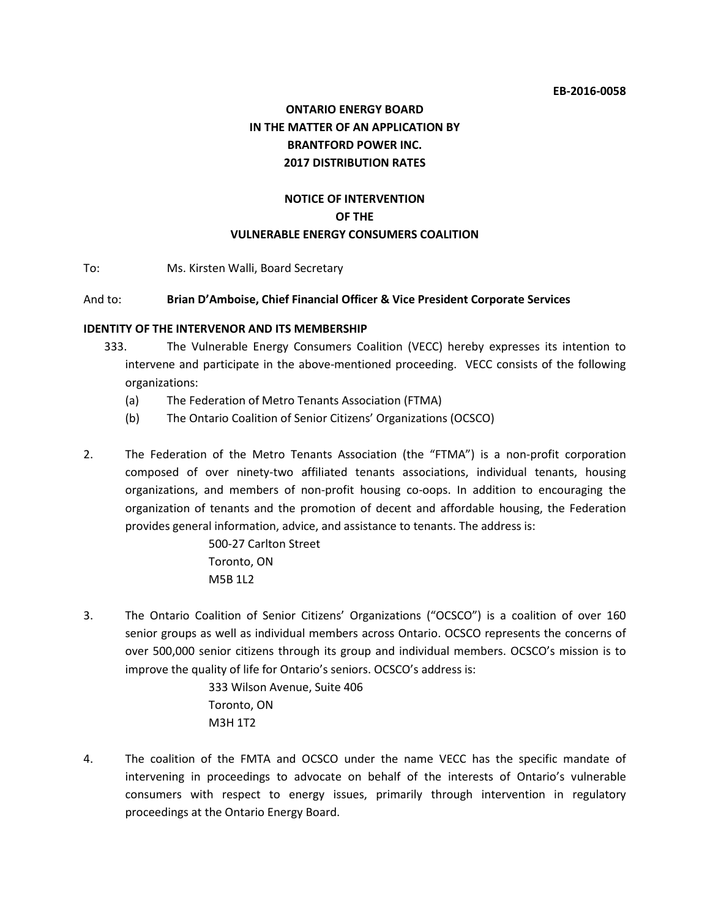EB-2016-0058

**ONTARIO ENERGY BOARD**
**IN THE MATTER OF AN APPLICATION BY**
**BRANTFORD POWER INC.**
**2017 DISTRIBUTION RATES**

**NOTICE OF INTERVENTION**
**OF THE**
**VULNERABLE ENERGY CONSUMERS COALITION**

To: Ms. Kirsten Walli, Board Secretary

And to: **Brian D'Amboise, Chief Financial Officer & Vice President Corporate Services**

**IDENTITY OF THE INTERVENOR AND ITS MEMBERSHIP**

333. The Vulnerable Energy Consumers Coalition (VECC) hereby expresses its intention to intervene and participate in the above-mentioned proceeding. VECC consists of the following organizations:
   (a) The Federation of Metro Tenants Association (FTMA)
   (b) The Ontario Coalition of Senior Citizens' Organizations (OCSCO)

2. The Federation of the Metro Tenants Association (the "FTMA") is a non-profit corporation composed of over ninety-two affiliated tenants associations, individual tenants, housing organizations, and members of non-profit housing co-oops. In addition to encouraging the organization of tenants and the promotion of decent and affordable housing, the Federation provides general information, advice, and assistance to tenants. The address is:

   500-27 Carlton Street
   Toronto, ON
   M5B 1L2

3. The Ontario Coalition of Senior Citizens' Organizations ("OCSCO") is a coalition of over 160 senior groups as well as individual members across Ontario. OCSCO represents the concerns of over 500,000 senior citizens through its group and individual members. OCSCO's mission is to improve the quality of life for Ontario's seniors. OCSCO's address is:

   333 Wilson Avenue, Suite 406
   Toronto, ON
   M3H 1T2

4. The coalition of the FMTA and OCSCO under the name VECC has the specific mandate of intervening in proceedings to advocate on behalf of the interests of Ontario's vulnerable consumers with respect to energy issues, primarily through intervention in regulatory proceedings at the Ontario Energy Board.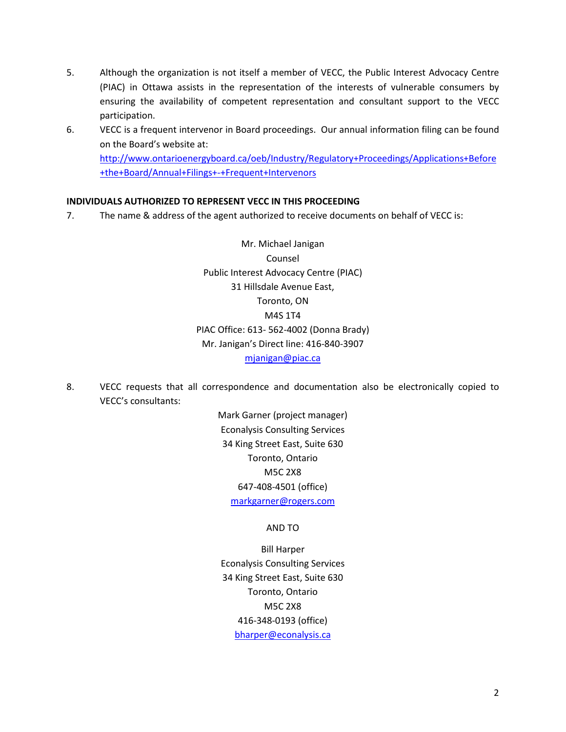5. Although the organization is not itself a member of VECC, the Public Interest Advocacy Centre (PIAC) in Ottawa assists in the representation of the interests of vulnerable consumers by ensuring the availability of competent representation and consultant support to the VECC participation.

6. VECC is a frequent intervenor in Board proceedings. Our annual information filing can be found on the Board's website at: http://www.ontarioenergyboard.ca/oeb/Industry/Regulatory+Proceedings/Applications+Before+the+Board/Annual+Filings+-+Frequent+Intervenors

**INDIVIDUALS AUTHORIZED TO REPRESENT VECC IN THIS PROCEEDING**

7. The name & address of the agent authorized to receive documents on behalf of VECC is:

Mr. Michael Janigan
Counsel
Public Interest Advocacy Centre (PIAC)
31 Hillsdale Avenue East,
Toronto, ON
M4S 1T4
PIAC Office: 613- 562-4002 (Donna Brady)
Mr. Janigan's Direct line: 416-840-3907
mjanigan@piac.ca

8. VECC requests that all correspondence and documentation also be electronically copied to VECC's consultants:

Mark Garner (project manager)
Econalysis Consulting Services
34 King Street East, Suite 630
Toronto, Ontario
M5C 2X8
647-408-4501 (office)
markgarner@rogers.com

AND TO

Bill Harper
Econalysis Consulting Services
34 King Street East, Suite 630
Toronto, Ontario
M5C 2X8
416-348-0193 (office)
bharper@econalysis.ca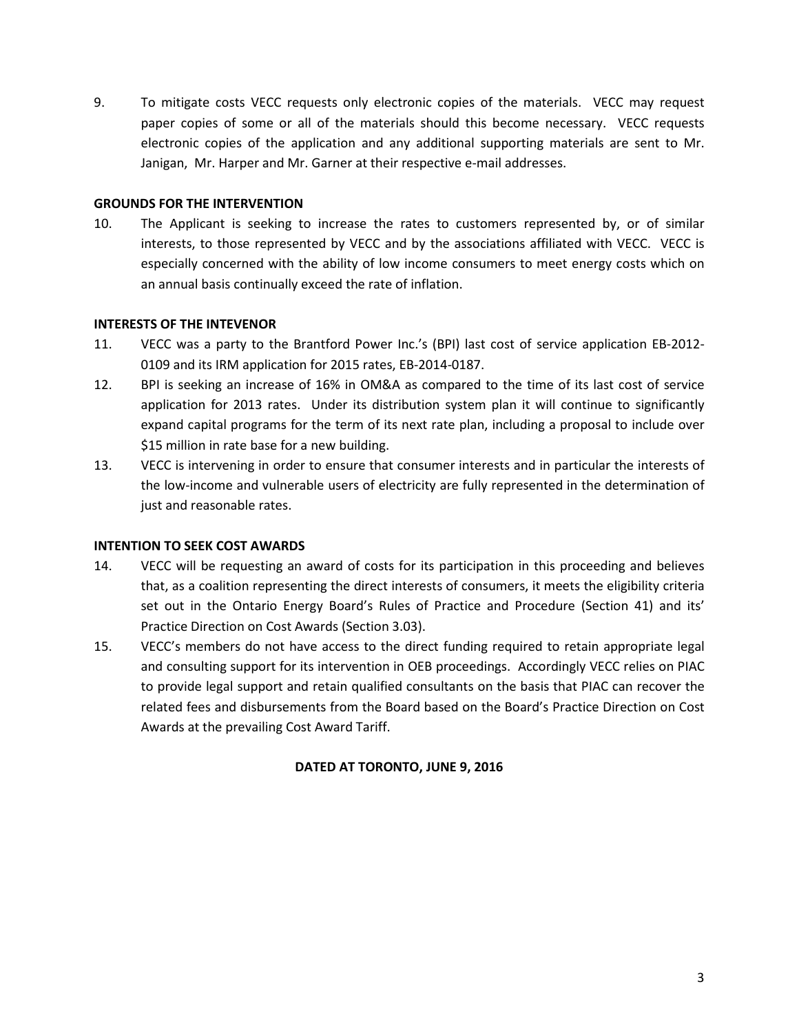9. To mitigate costs VECC requests only electronic copies of the materials. VECC may request paper copies of some or all of the materials should this become necessary. VECC requests electronic copies of the application and any additional supporting materials are sent to Mr. Janigan, Mr. Harper and Mr. Garner at their respective e-mail addresses.

**GROUNDS FOR THE INTERVENTION**

10. The Applicant is seeking to increase the rates to customers represented by, or of similar interests, to those represented by VECC and by the associations affiliated with VECC. VECC is especially concerned with the ability of low income consumers to meet energy costs which on an annual basis continually exceed the rate of inflation.

**INTERESTS OF THE INTEVENOR**

11. VECC was a party to the Brantford Power Inc.'s (BPI) last cost of service application EB-2012-0109 and its IRM application for 2015 rates, EB-2014-0187.
12. BPI is seeking an increase of 16% in OM&A as compared to the time of its last cost of service application for 2013 rates. Under its distribution system plan it will continue to significantly expand capital programs for the term of its next rate plan, including a proposal to include over $15 million in rate base for a new building.
13. VECC is intervening in order to ensure that consumer interests and in particular the interests of the low-income and vulnerable users of electricity are fully represented in the determination of just and reasonable rates.

**INTENTION TO SEEK COST AWARDS**

14. VECC will be requesting an award of costs for its participation in this proceeding and believes that, as a coalition representing the direct interests of consumers, it meets the eligibility criteria set out in the Ontario Energy Board's Rules of Practice and Procedure (Section 41) and its' Practice Direction on Cost Awards (Section 3.03).
15. VECC's members do not have access to the direct funding required to retain appropriate legal and consulting support for its intervention in OEB proceedings. Accordingly VECC relies on PIAC to provide legal support and retain qualified consultants on the basis that PIAC can recover the related fees and disbursements from the Board based on the Board's Practice Direction on Cost Awards at the prevailing Cost Award Tariff.

**DATED AT TORONTO, JUNE 9, 2016**